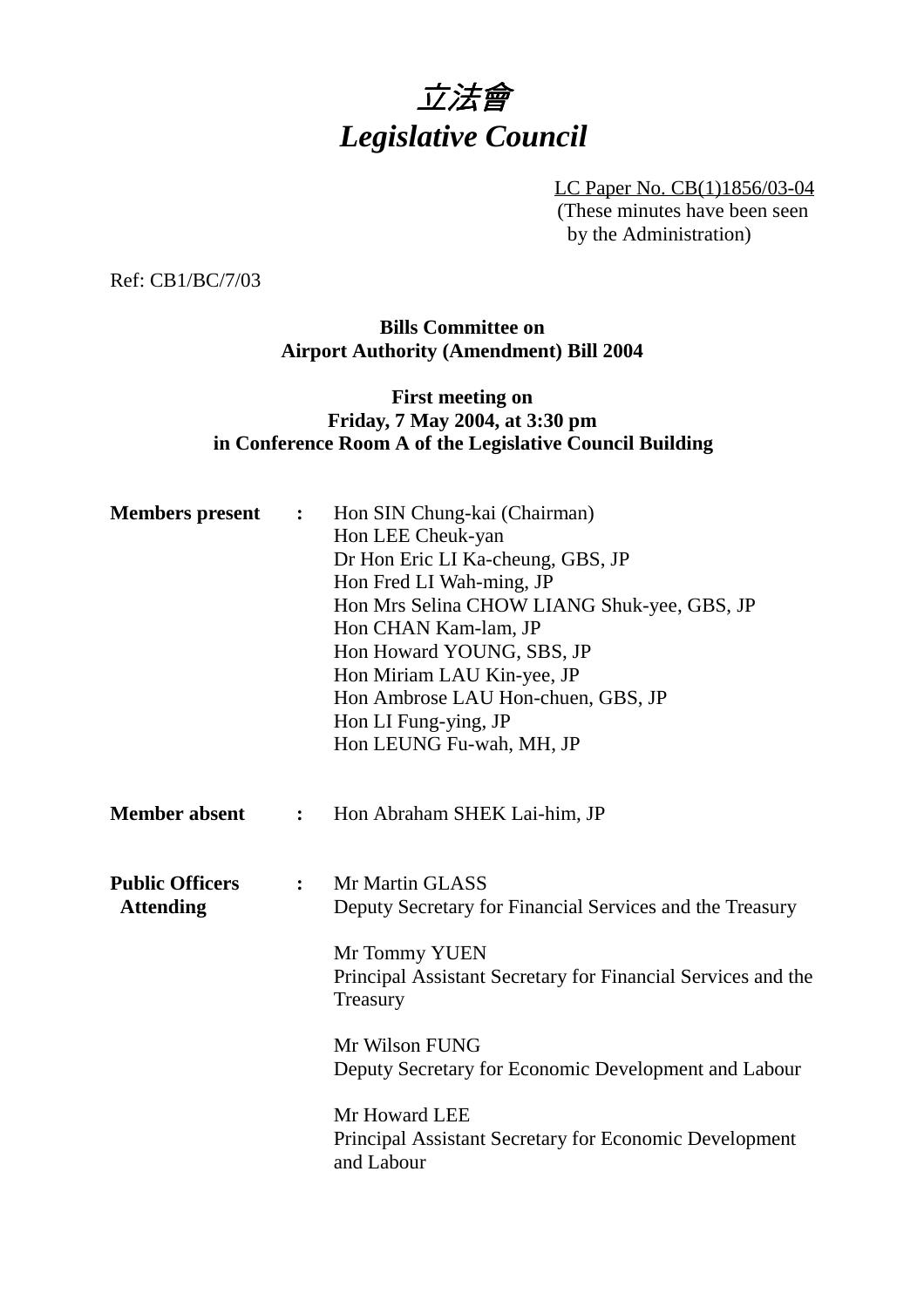# *立法會*
# *Legislative Council*

LC Paper No. CB(1)1856/03-04
(These minutes have been seen by the Administration)

Ref: CB1/BC/7/03

**Bills Committee on**
**Airport Authority (Amendment) Bill 2004**

**First meeting on**
**Friday, 7 May 2004, at 3:30 pm**
**in Conference Room A of the Legislative Council Building**

**Members present :**
Hon SIN Chung-kai (Chairman)
Hon LEE Cheuk-yan
Dr Hon Eric LI Ka-cheung, GBS, JP
Hon Fred LI Wah-ming, JP
Hon Mrs Selina CHOW LIANG Shuk-yee, GBS, JP
Hon CHAN Kam-lam, JP
Hon Howard YOUNG, SBS, JP
Hon Miriam LAU Kin-yee, JP
Hon Ambrose LAU Hon-chuen, GBS, JP
Hon LI Fung-ying, JP
Hon LEUNG Fu-wah, MH, JP

**Member absent :**
Hon Abraham SHEK Lai-him, JP

**Public Officers Attending :**
Mr Martin GLASS
Deputy Secretary for Financial Services and the Treasury

Mr Tommy YUEN
Principal Assistant Secretary for Financial Services and the Treasury

Mr Wilson FUNG
Deputy Secretary for Economic Development and Labour

Mr Howard LEE
Principal Assistant Secretary for Economic Development and Labour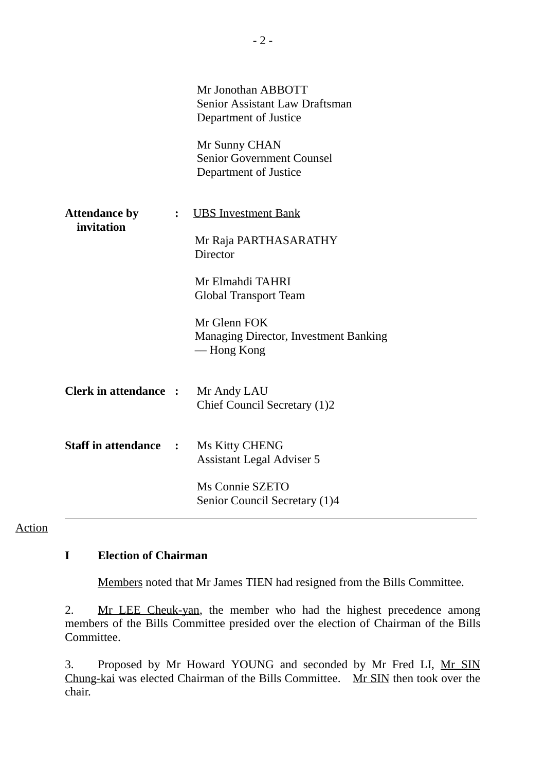Mr Jonothan ABBOTT
Senior Assistant Law Draftsman
Department of Justice

Mr Sunny CHAN
Senior Government Counsel
Department of Justice

**Attendance by invitation** : UBS Investment Bank

Mr Raja PARTHASARATHY
Director

Mr Elmahdi TAHRI
Global Transport Team

Mr Glenn FOK
Managing Director, Investment Banking — Hong Kong

**Clerk in attendance** : Mr Andy LAU
Chief Council Secretary (1)2

**Staff in attendance** : Ms Kitty CHENG
Assistant Legal Adviser 5

Ms Connie SZETO
Senior Council Secretary (1)4

---

Action

**I Election of Chairman**

Members noted that Mr James TIEN had resigned from the Bills Committee.

2. Mr LEE Cheuk-yan, the member who had the highest precedence among members of the Bills Committee presided over the election of Chairman of the Bills Committee.

3. Proposed by Mr Howard YOUNG and seconded by Mr Fred LI, Mr SIN Chung-kai was elected Chairman of the Bills Committee. Mr SIN then took over the chair.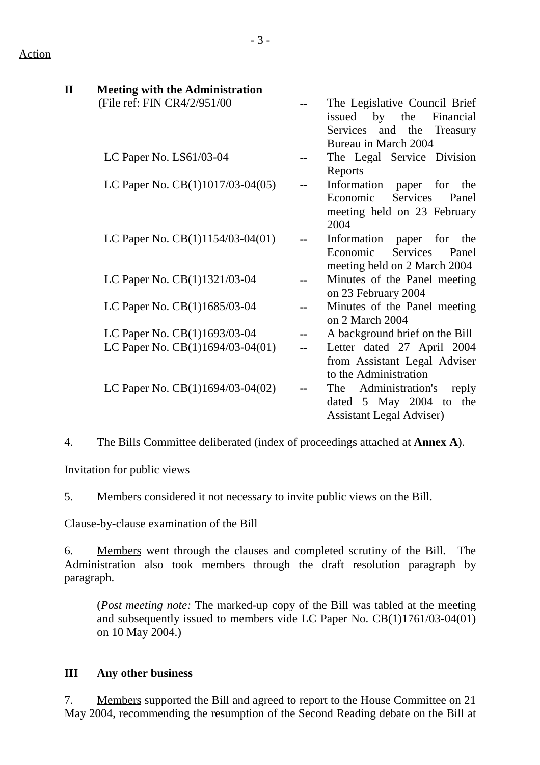Action

**II Meeting with the Administration**

| | | |
|---|---|---|
| (File ref: FIN CR4/2/951/00 | -- | The Legislative Council Brief issued by the Financial Services and the Treasury Bureau in March 2004 |
| LC Paper No. LS61/03-04 | -- | The Legal Service Division Reports |
| LC Paper No. CB(1)1017/03-04(05) | -- | Information paper for the Economic Services Panel meeting held on 23 February 2004 |
| LC Paper No. CB(1)1154/03-04(01) | -- | Information paper for the Economic Services Panel meeting held on 2 March 2004 |
| LC Paper No. CB(1)1321/03-04 | -- | Minutes of the Panel meeting on 23 February 2004 |
| LC Paper No. CB(1)1685/03-04 | -- | Minutes of the Panel meeting on 2 March 2004 |
| LC Paper No. CB(1)1693/03-04 | -- | A background brief on the Bill |
| LC Paper No. CB(1)1694/03-04(01) | -- | Letter dated 27 April 2004 from Assistant Legal Adviser to the Administration |
| LC Paper No. CB(1)1694/03-04(02) | -- | The Administration's reply dated 5 May 2004 to the Assistant Legal Adviser) |

4. The Bills Committee deliberated (index of proceedings attached at **Annex A**).

Invitation for public views

5. Members considered it not necessary to invite public views on the Bill.

Clause-by-clause examination of the Bill

6. Members went through the clauses and completed scrutiny of the Bill. The Administration also took members through the draft resolution paragraph by paragraph.

(*Post meeting note:* The marked-up copy of the Bill was tabled at the meeting and subsequently issued to members vide LC Paper No. CB(1)1761/03-04(01) on 10 May 2004.)

**III Any other business**

7. Members supported the Bill and agreed to report to the House Committee on 21 May 2004, recommending the resumption of the Second Reading debate on the Bill at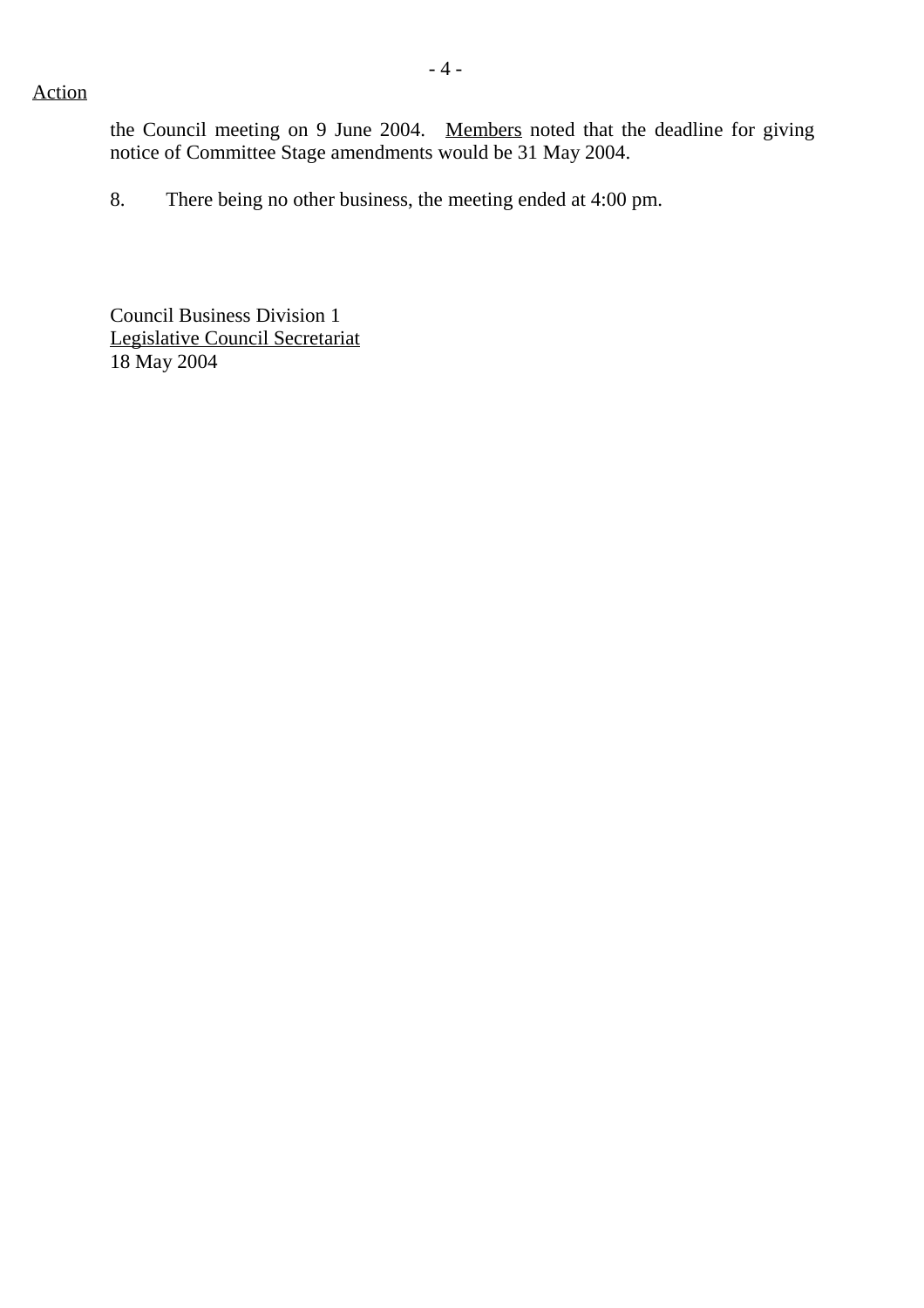Action

the Council meeting on 9 June 2004. Members noted that the deadline for giving notice of Committee Stage amendments would be 31 May 2004.

8. There being no other business, the meeting ended at 4:00 pm.

Council Business Division 1
Legislative Council Secretariat
18 May 2004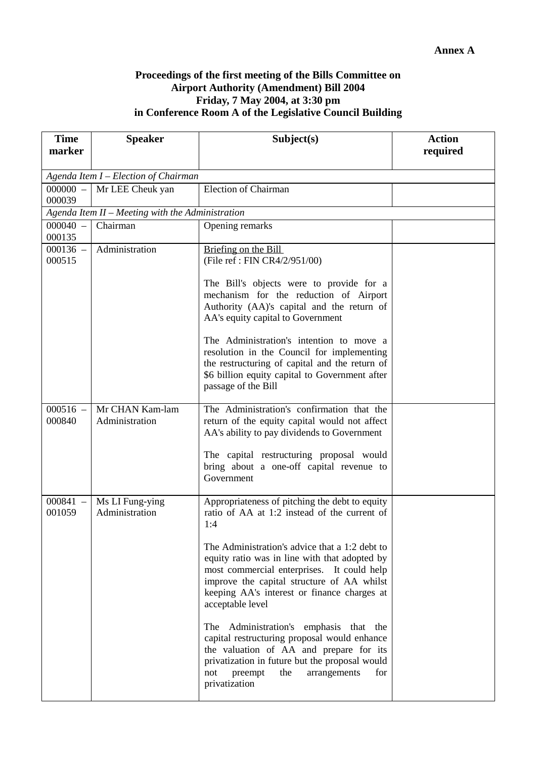**Annex A**

**Proceedings of the first meeting of the Bills Committee on Airport Authority (Amendment) Bill 2004 Friday, 7 May 2004, at 3:30 pm in Conference Room A of the Legislative Council Building**

| Time marker | Speaker | Subject(s) | Action required |
|---|---|---|---|
| *Agenda Item I – Election of Chairman* | | | |
| 000000 – 000039 | Mr LEE Cheuk yan | Election of Chairman | |
| *Agenda Item II – Meeting with the Administration* | | | |
| 000040 – 000135 | Chairman | Opening remarks | |
| 000136 – 000515 | Administration | Briefing on the Bill (File ref : FIN CR4/2/951/00)<br><br>The Bill's objects were to provide for a mechanism for the reduction of Airport Authority (AA)'s capital and the return of AA's equity capital to Government<br><br>The Administration's intention to move a resolution in the Council for implementing the restructuring of capital and the return of \$6 billion equity capital to Government after passage of the Bill | |
| 000516 – 000840 | Mr CHAN Kam-lam<br>Administration | The Administration's confirmation that the return of the equity capital would not affect AA's ability to pay dividends to Government<br><br>The capital restructuring proposal would bring about a one-off capital revenue to Government | |
| 000841 – 001059 | Ms LI Fung-ying<br>Administration | Appropriateness of pitching the debt to equity ratio of AA at 1:2 instead of the current of 1:4<br><br>The Administration's advice that a 1:2 debt to equity ratio was in line with that adopted by most commercial enterprises. It could help improve the capital structure of AA whilst keeping AA's interest or finance charges at acceptable level<br><br>The Administration's emphasis that the capital restructuring proposal would enhance the valuation of AA and prepare for its privatization in future but the proposal would not preempt the arrangements for privatization | |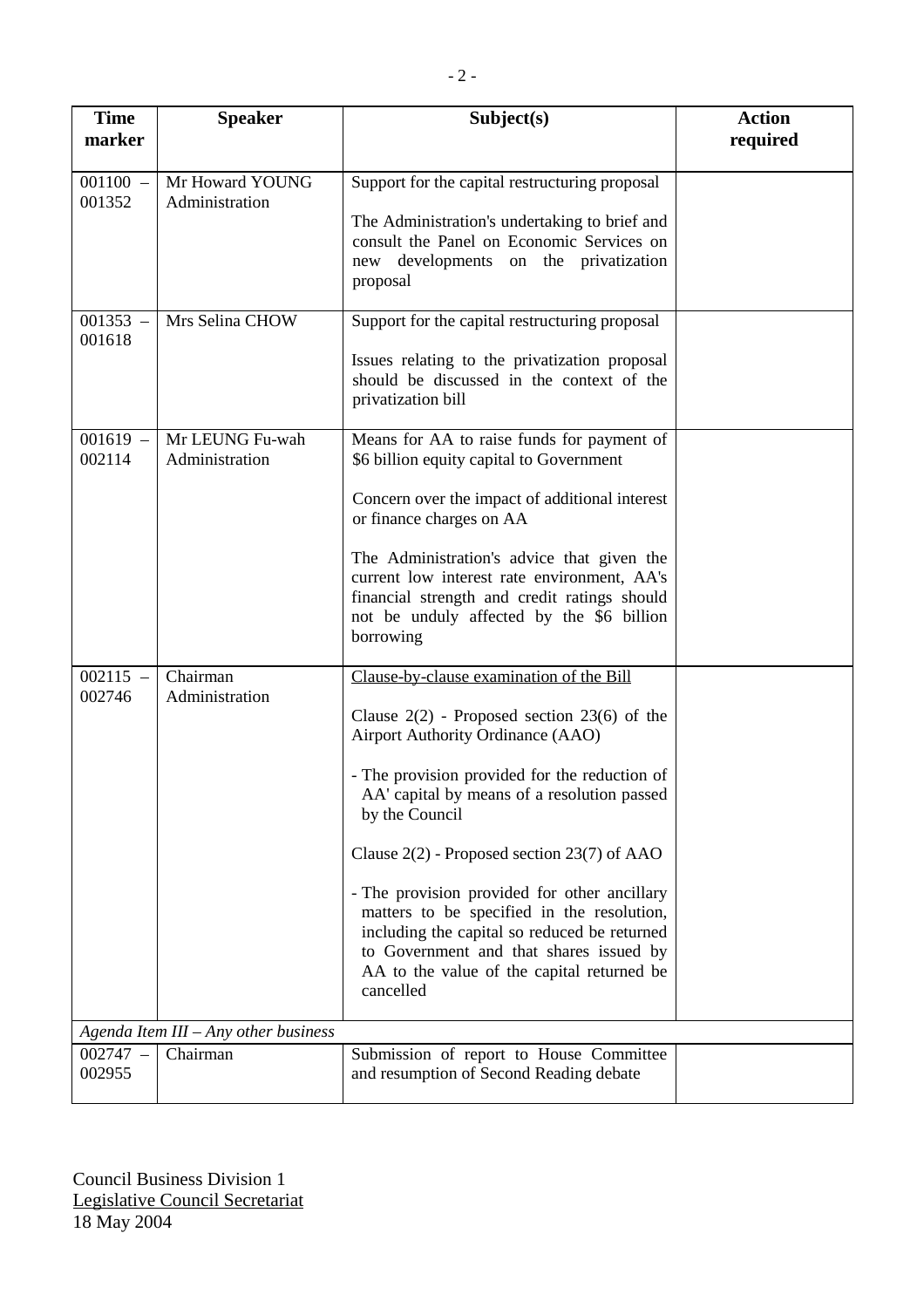| Time marker | Speaker | Subject(s) | Action required |
|---|---|---|---|
| 001100 – 001352 | Mr Howard YOUNG<br>Administration | Support for the capital restructuring proposal<br><br>The Administration's undertaking to brief and consult the Panel on Economic Services on new developments on the privatization proposal | |
| 001353 – 001618 | Mrs Selina CHOW | Support for the capital restructuring proposal<br><br>Issues relating to the privatization proposal should be discussed in the context of the privatization bill | |
| 001619 – 002114 | Mr LEUNG Fu-wah<br>Administration | Means for AA to raise funds for payment of $6 billion equity capital to Government<br><br>Concern over the impact of additional interest or finance charges on AA<br><br>The Administration's advice that given the current low interest rate environment, AA's financial strength and credit ratings should not be unduly affected by the $6 billion borrowing | |
| 002115 – 002746 | Chairman<br>Administration | <u>Clause-by-clause examination of the Bill</u><br><br>Clause 2(2) - Proposed section 23(6) of the Airport Authority Ordinance (AAO)<br><br>- The provision provided for the reduction of AA' capital by means of a resolution passed by the Council<br><br>Clause 2(2) - Proposed section 23(7) of AAO<br><br>- The provision provided for other ancillary matters to be specified in the resolution, including the capital so reduced be returned to Government and that shares issued by AA to the value of the capital returned be cancelled | |
| *Agenda Item III – Any other business* | | | |
| 002747 – 002955 | Chairman | Submission of report to House Committee and resumption of Second Reading debate | |

Council Business Division 1
<u>Legislative Council Secretariat</u>
18 May 2004